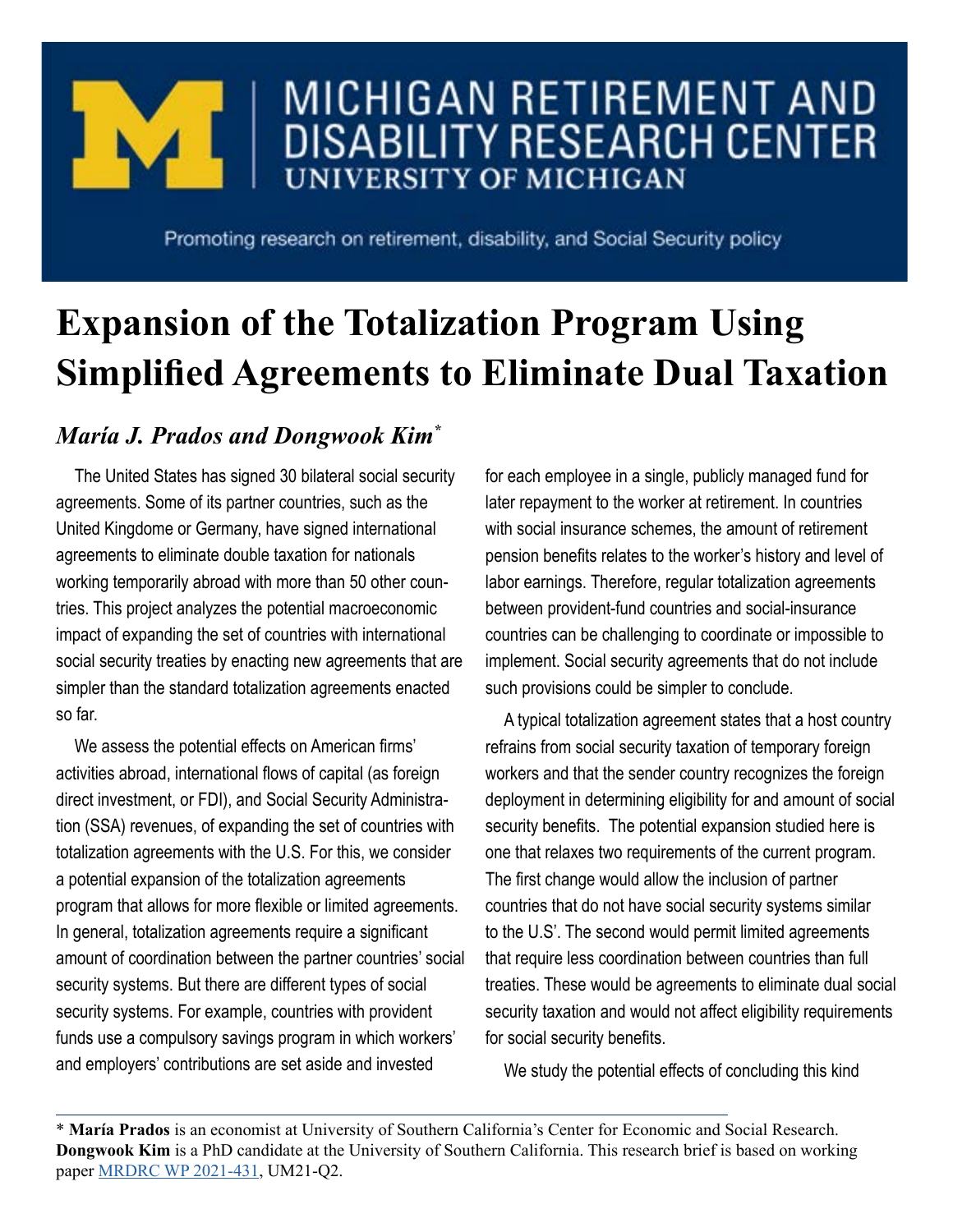# MICHIGAN RETIREMENT AND DISABILITY RESEARCH CENTER

UNIVERSITY OF MICHIGAN

Promoting research on retirement, disability, and Social Security policy

# Expansion of the Totalization Program Using Simplified Agreements to Eliminate Dual Taxation

## *María J. Prados and Dongwook Kim*\*

The United States has signed 30 bilateral social security agreements. Some of its partner countries, such as the United Kingdome or Germany, have signed international agreements to eliminate double taxation for nationals working temporarily abroad with more than 50 other countries. This project analyzes the potential macroeconomic impact of expanding the set of countries with international social security treaties by enacting new agreements that are simpler than the standard totalization agreements enacted so far.

We assess the potential effects on American firms' activities abroad, international flows of capital (as foreign direct investment, or FDI), and Social Security Administration (SSA) revenues, of expanding the set of countries with totalization agreements with the U.S. For this, we consider a potential expansion of the totalization agreements program that allows for more flexible or limited agreements. In general, totalization agreements require a significant amount of coordination between the partner countries' social security systems. But there are different types of social security systems. For example, countries with provident funds use a compulsory savings program in which workers' and employers' contributions are set aside and invested for each employee in a single, publicly managed fund for later repayment to the worker at retirement. In countries with social insurance schemes, the amount of retirement pension benefits relates to the worker's history and level of labor earnings. Therefore, regular totalization agreements between provident-fund countries and social-insurance countries can be challenging to coordinate or impossible to implement. Social security agreements that do not include such provisions could be simpler to conclude.

A typical totalization agreement states that a host country refrains from social security taxation of temporary foreign workers and that the sender country recognizes the foreign deployment in determining eligibility for and amount of social security benefits. The potential expansion studied here is one that relaxes two requirements of the current program. The first change would allow the inclusion of partner countries that do not have social security systems similar to the U.S'. The second would permit limited agreements that require less coordination between countries than full treaties. These would be agreements to eliminate dual social security taxation and would not affect eligibility requirements for social security benefits.

We study the potential effects of concluding this kind

---

\* **María Prados** is an economist at University of Southern California's Center for Economic and Social Research. **Dongwook Kim** is a PhD candidate at the University of Southern California. This research brief is based on working paper MRDRC WP 2021-431, UM21-Q2.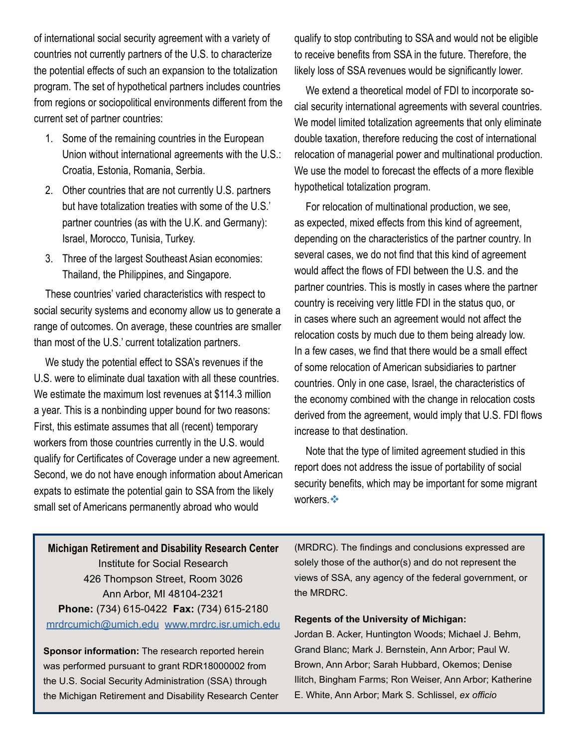of international social security agreement with a variety of countries not currently partners of the U.S. to characterize the potential effects of such an expansion to the totalization program. The set of hypothetical partners includes countries from regions or sociopolitical environments different from the current set of partner countries:

1. Some of the remaining countries in the European Union without international agreements with the U.S.: Croatia, Estonia, Romania, Serbia.
2. Other countries that are not currently U.S. partners but have totalization treaties with some of the U.S.' partner countries (as with the U.K. and Germany): Israel, Morocco, Tunisia, Turkey.
3. Three of the largest Southeast Asian economies: Thailand, the Philippines, and Singapore.

These countries' varied characteristics with respect to social security systems and economy allow us to generate a range of outcomes. On average, these countries are smaller than most of the U.S.' current totalization partners.

We study the potential effect to SSA's revenues if the U.S. were to eliminate dual taxation with all these countries. We estimate the maximum lost revenues at $114.3 million a year. This is a nonbinding upper bound for two reasons: First, this estimate assumes that all (recent) temporary workers from those countries currently in the U.S. would qualify for Certificates of Coverage under a new agreement. Second, we do not have enough information about American expats to estimate the potential gain to SSA from the likely small set of Americans permanently abroad who would qualify to stop contributing to SSA and would not be eligible to receive benefits from SSA in the future. Therefore, the likely loss of SSA revenues would be significantly lower.

We extend a theoretical model of FDI to incorporate social security international agreements with several countries. We model limited totalization agreements that only eliminate double taxation, therefore reducing the cost of international relocation of managerial power and multinational production. We use the model to forecast the effects of a more flexible hypothetical totalization program.

For relocation of multinational production, we see, as expected, mixed effects from this kind of agreement, depending on the characteristics of the partner country. In several cases, we do not find that this kind of agreement would affect the flows of FDI between the U.S. and the partner countries. This is mostly in cases where the partner country is receiving very little FDI in the status quo, or in cases where such an agreement would not affect the relocation costs by much due to them being already low. In a few cases, we find that there would be a small effect of some relocation of American subsidiaries to partner countries. Only in one case, Israel, the characteristics of the economy combined with the change in relocation costs derived from the agreement, would imply that U.S. FDI flows increase to that destination.

Note that the type of limited agreement studied in this report does not address the issue of portability of social security benefits, which may be important for some migrant workers. ❖

---

**Michigan Retirement and Disability Research Center**
Institute for Social Research
426 Thompson Street, Room 3026
Ann Arbor, MI 48104-2321
**Phone:** (734) 615-0422 **Fax:** (734) 615-2180
mrdrcumich@umich.edu www.mrdrc.isr.umich.edu

**Sponsor information:** The research reported herein was performed pursuant to grant RDR18000002 from the U.S. Social Security Administration (SSA) through the Michigan Retirement and Disability Research Center (MRDRC). The findings and conclusions expressed are solely those of the author(s) and do not represent the views of SSA, any agency of the federal government, or the MRDRC.

**Regents of the University of Michigan:**
Jordan B. Acker, Huntington Woods; Michael J. Behm, Grand Blanc; Mark J. Bernstein, Ann Arbor; Paul W. Brown, Ann Arbor; Sarah Hubbard, Okemos; Denise Ilitch, Bingham Farms; Ron Weiser, Ann Arbor; Katherine E. White, Ann Arbor; Mark S. Schlissel, *ex officio*